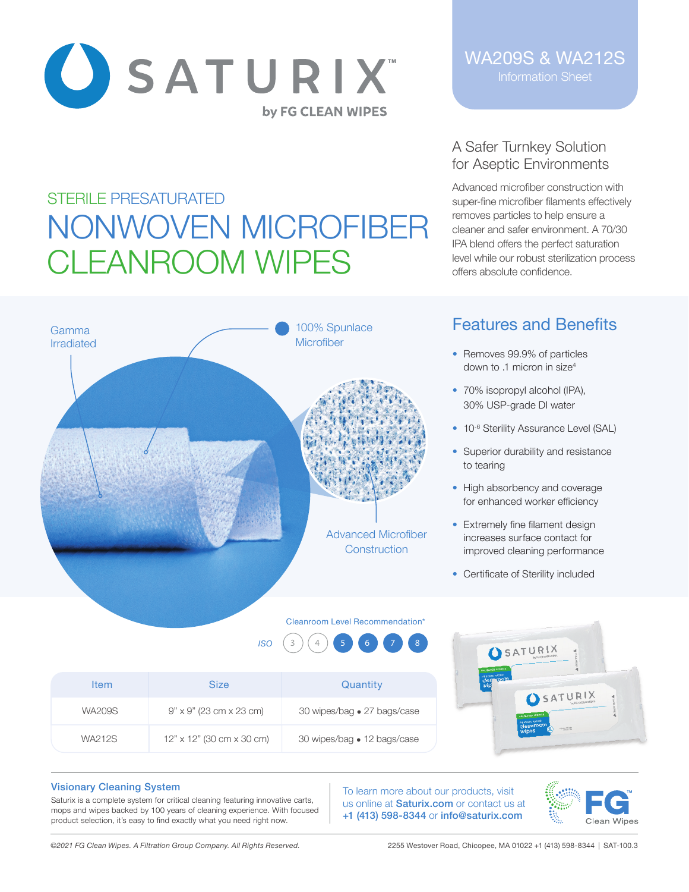# SATURIX™

by FG CLEAN WIPES

WA209S & WA212S
Information Sheet

## STERILE PRESATURATED NONWOVEN MICROFIBER CLEANROOM WIPES

### A Safer Turnkey Solution for Aseptic Environments

Advanced microfiber construction with super-fine microfiber filaments effectively removes particles to help ensure a cleaner and safer environment. A 70/30 IPA blend offers the perfect saturation level while our robust sterilization process offers absolute confidence.

Gamma Irradiated

100% Spunlace Microfiber

Advanced Microfiber Construction

### Features and Benefits

- Removes 99.9% of particles down to .1 micron in size[4]
- 70% isopropyl alcohol (IPA), 30% USP-grade DI water
- $10^{-6}$ Sterility Assurance Level (SAL)
- Superior durability and resistance to tearing
- High absorbency and coverage for enhanced worker efficiency
- Extremely fine filament design increases surface contact for improved cleaning performance
- Certificate of Sterility included

Cleanroom Level Recommendation*

ISO 3 4 **5 6 7 8**

| Item | Size | Quantity |
|---|---|---|
| WA209S | 9" x 9" (23 cm x 23 cm) | 30 wipes/bag • 27 bags/case |
| WA212S | 12" x 12" (30 cm x 30 cm) | 30 wipes/bag • 12 bags/case |

### Visionary Cleaning System

Saturix is a complete system for critical cleaning featuring innovative carts, mops and wipes backed by 100 years of cleaning experience. With focused product selection, it's easy to find exactly what you need right now.

To learn more about our products, visit us online at **Saturix.com** or contact us at **+1 (413) 598-8344** or **info@saturix.com**

FG™ Clean Wipes

*©2021 FG Clean Wipes. A Filtration Group Company. All Rights Reserved.*

2255 Westover Road, Chicopee, MA 01022 +1 (413) 598-8344 | SAT-100.3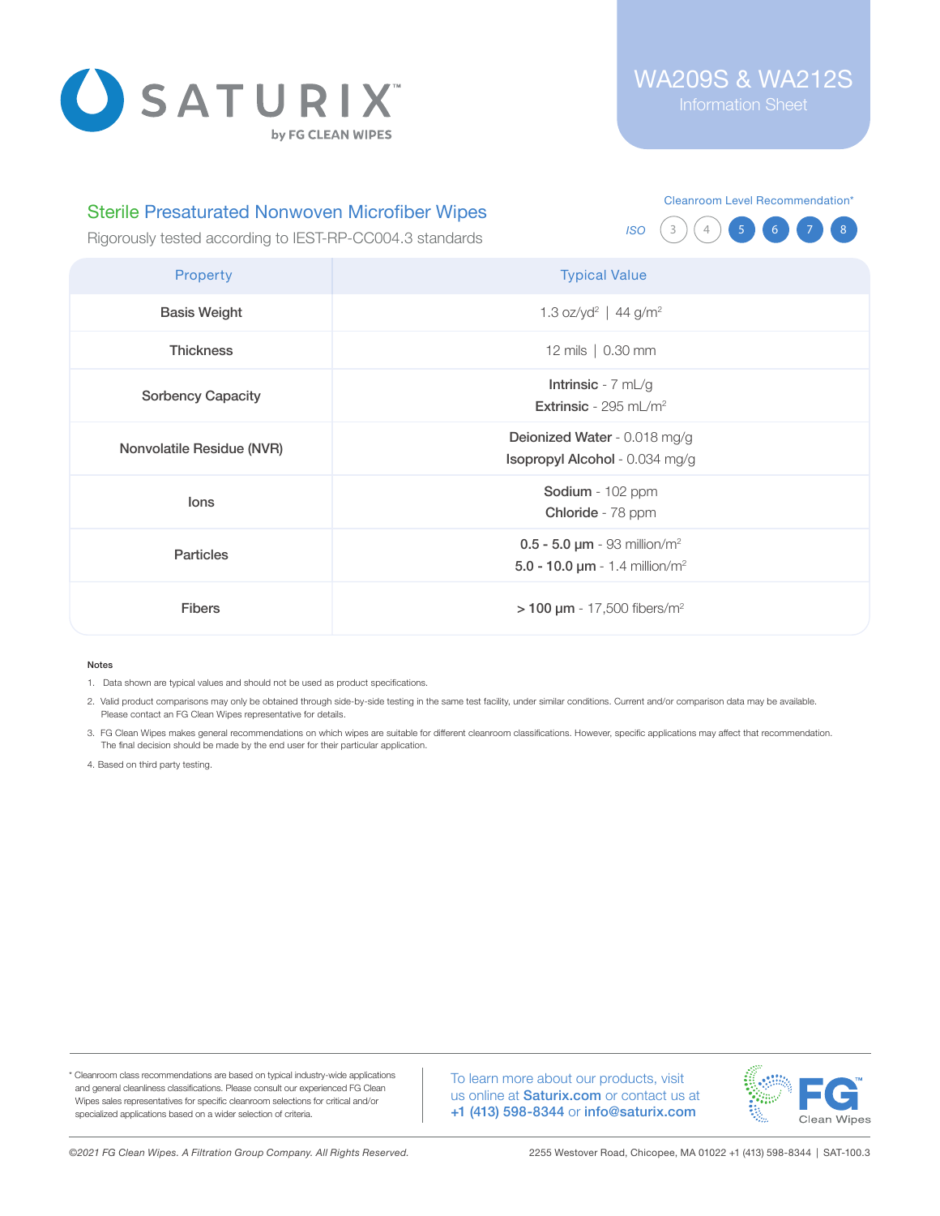# WA209S & WA212S

Information Sheet

## Sterile Presaturated Nonwoven Microfiber Wipes

Rigorously tested according to IEST-RP-CC004.3 standards

Cleanroom Level Recommendation*

ISO 3 4 **5 6 7 8**

| Property | Typical Value |
|---|---|
| Basis Weight | 1.3 oz/yd$^2$ \| 44 g/m$^2$ |
| Thickness | 12 mils \| 0.30 mm |
| Sorbency Capacity | **Intrinsic** - 7 mL/g<br>**Extrinsic** - 295 mL/m$^2$ |
| Nonvolatile Residue (NVR) | **Deionized Water** - 0.018 mg/g<br>**Isopropyl Alcohol** - 0.034 mg/g |
| Ions | **Sodium** - 102 ppm<br>**Chloride** - 78 ppm |
| Particles | **0.5 - 5.0 µm** - 93 million/m$^2$<br>**5.0 - 10.0 µm** - 1.4 million/m$^2$ |
| Fibers | **> 100 µm** - 17,500 fibers/m$^2$ |

**Notes**

1. Data shown are typical values and should not be used as product specifications.
2. Valid product comparisons may only be obtained through side-by-side testing in the same test facility, under similar conditions. Current and/or comparison data may be available. Please contact an FG Clean Wipes representative for details.
3. FG Clean Wipes makes general recommendations on which wipes are suitable for different cleanroom classifications. However, specific applications may affect that recommendation. The final decision should be made by the end user for their particular application.
4. Based on third party testing.

* Cleanroom class recommendations are based on typical industry-wide applications and general cleanliness classifications. Please consult our experienced FG Clean Wipes sales representatives for specific cleanroom selections for critical and/or specialized applications based on a wider selection of criteria.

To learn more about our products, visit us online at **Saturix.com** or contact us at **+1 (413) 598-8344** or **info@saturix.com**

*©2021 FG Clean Wipes. A Filtration Group Company. All Rights Reserved.*

2255 Westover Road, Chicopee, MA 01022 +1 (413) 598-8344 | SAT-100.3